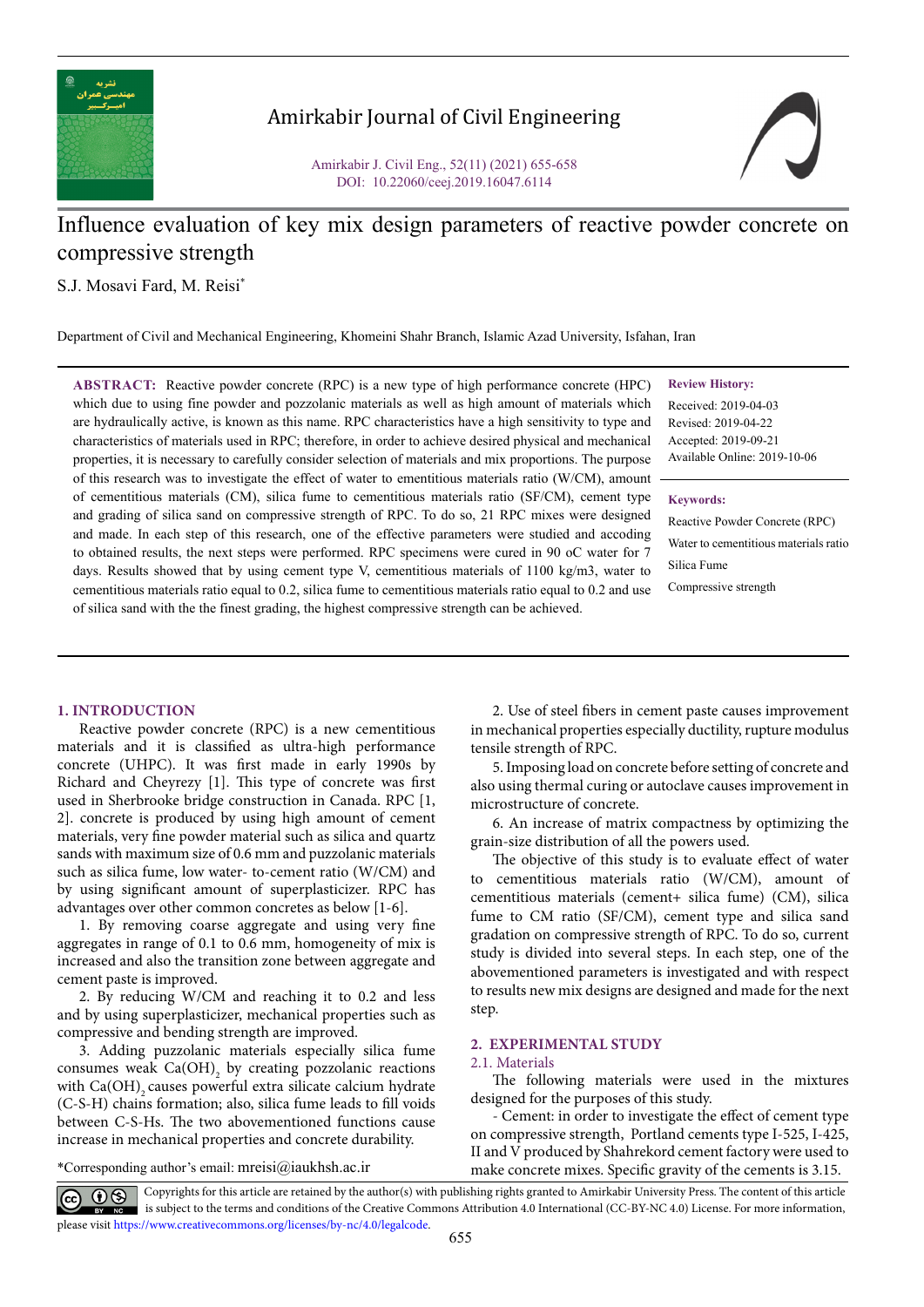# Influence evaluation of key mix design parameters of reactive powder concrete on compressive strength

S.J. Mosavi Fard, M. Reisi*

Department of Civil and Mechanical Engineering, Khomeini Shahr Branch, Islamic Azad University, Isfahan, Iran

**ABSTRACT:** Reactive powder concrete (RPC) is a new type of high performance concrete (HPC) which due to using fine powder and pozzolanic materials as well as high amount of materials which are hydraulically active, is known as this name. RPC characteristics have a high sensitivity to type and characteristics of materials used in RPC; therefore, in order to achieve desired physical and mechanical properties, it is necessary to carefully consider selection of materials and mix proportions. The purpose of this research was to investigate the effect of water to ementitious materials ratio (W/CM), amount of cementitious materials (CM), silica fume to cementitious materials ratio (SF/CM), cement type and grading of silica sand on compressive strength of RPC. To do so, 21 RPC mixes were designed and made. In each step of this research, one of the effective parameters were studied and accoding to obtained results, the next steps were performed. RPC specimens were cured in 90 oC water for 7 days. Results showed that by using cement type V, cementitious materials of 1100 kg/m3, water to cementitious materials ratio equal to 0.2, silica fume to cementitious materials ratio equal to 0.2 and use of silica sand with the the finest grading, the highest compressive strength can be achieved.

**Review History:**

Received: 2019-04-03
Revised: 2019-04-22
Accepted: 2019-09-21
Available Online: 2019-10-06

**Keywords:**

Reactive Powder Concrete (RPC)
Water to cementitious materials ratio
Silica Fume
Compressive strength

## 1. INTRODUCTION

Reactive powder concrete (RPC) is a new cementitious materials and it is classified as ultra-high performance concrete (UHPC). It was first made in early 1990s by Richard and Cheyrezy [1]. This type of concrete was first used in Sherbrooke bridge construction in Canada. RPC [1, 2]. concrete is produced by using high amount of cement materials, very fine powder material such as silica and quartz sands with maximum size of 0.6 mm and puzzolanic materials such as silica fume, low water- to-cement ratio (W/CM) and by using significant amount of superplasticizer. RPC has advantages over other common concretes as below [1-6].

1. By removing coarse aggregate and using very fine aggregates in range of 0.1 to 0.6 mm, homogeneity of mix is increased and also the transition zone between aggregate and cement paste is improved.

2. By reducing W/CM and reaching it to 0.2 and less and by using superplasticizer, mechanical properties such as compressive and bending strength are improved.

3. Adding puzzolanic materials especially silica fume consumes weak $Ca(OH)_2$ by creating pozzolanic reactions with $Ca(OH)_2$ causes powerful extra silicate calcium hydrate (C-S-H) chains formation; also, silica fume leads to fill voids between C-S-Hs. The two abovementioned functions cause increase in mechanical properties and concrete durability.

2. Use of steel fibers in cement paste causes improvement in mechanical properties especially ductility, rupture modulus tensile strength of RPC.

5. Imposing load on concrete before setting of concrete and also using thermal curing or autoclave causes improvement in microstructure of concrete.

6. An increase of matrix compactness by optimizing the grain-size distribution of all the powers used.

The objective of this study is to evaluate effect of water to cementitious materials ratio (W/CM), amount of cementitious materials (cement+ silica fume) (CM), silica fume to CM ratio (SF/CM), cement type and silica sand gradation on compressive strength of RPC. To do so, current study is divided into several steps. In each step, one of the abovementioned parameters is investigated and with respect to results new mix designs are designed and made for the next step.

## 2. EXPERIMENTAL STUDY

### 2.1. Materials

The following materials were used in the mixtures designed for the purposes of this study.

- Cement: in order to investigate the effect of cement type on compressive strength, Portland cements type I-525, I-425, II and V produced by Shahrekord cement factory were used to make concrete mixes. Specific gravity of the cements is 3.15.

*Corresponding author's email: mreisi@iaukhsh.ac.ir

Copyrights for this article are retained by the author(s) with publishing rights granted to Amirkabir University Press. The content of this article is subject to the terms and conditions of the Creative Commons Attribution 4.0 International (CC-BY-NC 4.0) License. For more information, please visit https://www.creativecommons.org/licenses/by-nc/4.0/legalcode.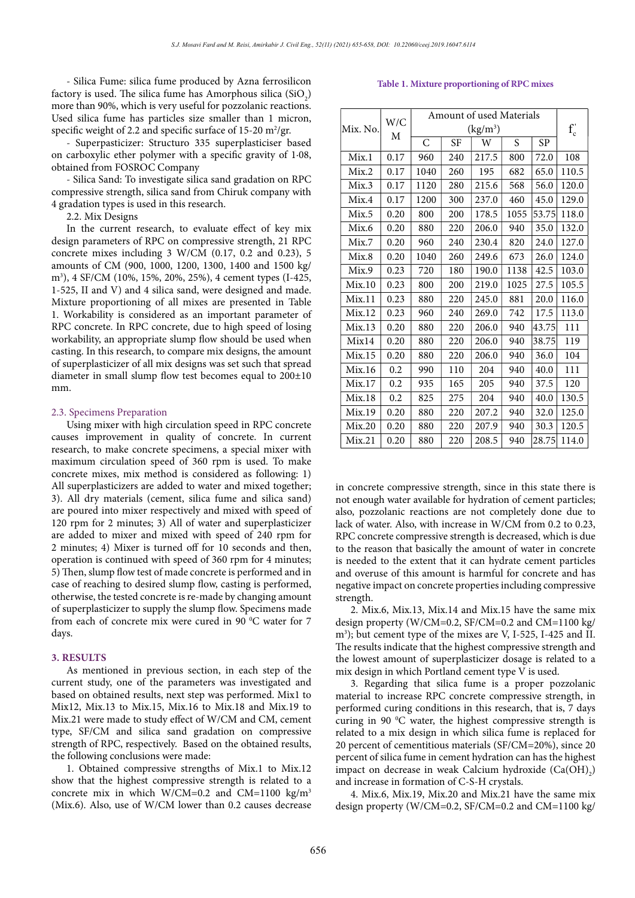- Silica Fume: silica fume produced by Azna ferrosilicon factory is used. The silica fume has Amorphous silica ($SiO_2$) more than 90%, which is very useful for pozzolanic reactions. Used silica fume has particles size smaller than 1 micron, specific weight of 2.2 and specific surface of 15-20 $m^2$/gr.

- Superpasticizer: Structuro 335 superplasticiser based on carboxylic ether polymer with a specific gravity of 1·08, obtained from FOSROC Company

- Silica Sand: To investigate silica sand gradation on RPC compressive strength, silica sand from Chiruk company with 4 gradation types is used in this research.

2.2. Mix Designs

In the current research, to evaluate effect of key mix design parameters of RPC on compressive strength, 21 RPC concrete mixes including 3 W/CM (0.17, 0.2 and 0.23), 5 amounts of CM (900, 1000, 1200, 1300, 1400 and 1500 kg/$m^3$), 4 SF/CM (10%, 15%, 20%, 25%), 4 cement types (I-425, 1-525, II and V) and 4 silica sand, were designed and made. Mixture proportioning of all mixes are presented in Table 1. Workability is considered as an important parameter of RPC concrete. In RPC concrete, due to high speed of losing workability, an appropriate slump flow should be used when casting. In this research, to compare mix designs, the amount of superplasticizer of all mix designs was set such that spread diameter in small slump flow test becomes equal to 200±10 mm.

### 2.3. Specimens Preparation

Using mixer with high circulation speed in RPC concrete causes improvement in quality of concrete. In current research, to make concrete specimens, a special mixer with maximum circulation speed of 360 rpm is used. To make concrete mixes, mix method is considered as following: 1) All superplasticizers are added to water and mixed together; 3). All dry materials (cement, silica fume and silica sand) are poured into mixer respectively and mixed with speed of 120 rpm for 2 minutes; 3) All of water and superplasticizer are added to mixer and mixed with speed of 240 rpm for 2 minutes; 4) Mixer is turned off for 10 seconds and then, operation is continued with speed of 360 rpm for 4 minutes; 5) Then, slump flow test of made concrete is performed and in case of reaching to desired slump flow, casting is performed, otherwise, the tested concrete is re-made by changing amount of superplasticizer to supply the slump flow. Specimens made from each of concrete mix were cured in 90 $^0$C water for 7 days.

## 3. RESULTS

As mentioned in previous section, in each step of the current study, one of the parameters was investigated and based on obtained results, next step was performed. Mix1 to Mix12, Mix.13 to Mix.15, Mix.16 to Mix.18 and Mix.19 to Mix.21 were made to study effect of W/CM and CM, cement type, SF/CM and silica sand gradation on compressive strength of RPC, respectively. Based on the obtained results, the following conclusions were made:

1. Obtained compressive strengths of Mix.1 to Mix.12 show that the highest compressive strength is related to a concrete mix in which W/CM=0.2 and CM=1100 kg/$m^3$ (Mix.6). Also, use of W/CM lower than 0.2 causes decrease in concrete compressive strength, since in this state there is not enough water available for hydration of cement particles; also, pozzolanic reactions are not completely done due to lack of water. Also, with increase in W/CM from 0.2 to 0.23, RPC concrete compressive strength is decreased, which is due to the reason that basically the amount of water in concrete is needed to the extent that it can hydrate cement particles and overuse of this amount is harmful for concrete and has negative impact on concrete properties including compressive strength.

2. Mix.6, Mix.13, Mix.14 and Mix.15 have the same mix design property (W/CM=0.2, SF/CM=0.2 and CM=1100 kg/$m^3$); but cement type of the mixes are V, I-525, I-425 and II. The results indicate that the highest compressive strength and the lowest amount of superplasticizer dosage is related to a mix design in which Portland cement type V is used.

3. Regarding that silica fume is a proper pozzolanic material to increase RPC concrete compressive strength, in performed curing conditions in this research, that is, 7 days curing in 90 $^0$C water, the highest compressive strength is related to a mix design in which silica fume is replaced for 20 percent of cementitious materials (SF/CM=20%), since 20 percent of silica fume in cement hydration can has the highest impact on decrease in weak Calcium hydroxide ($Ca(OH)_2$) and increase in formation of C-S-H crystals.

4. Mix.6, Mix.19, Mix.20 and Mix.21 have the same mix design property (W/CM=0.2, SF/CM=0.2 and CM=1100 kg/

**Table 1. Mixture proportioning of RPC mixes**

| Mix. No. | W/CM | Amount of used Materials ($kg/m^3$) | | | | | $f'_c$ |
|---|---|---|---|---|---|---|---|
| | | C | SF | W | S | SP | |
| Mix.1 | 0.17 | 960 | 240 | 217.5 | 800 | 72.0 | 108 |
| Mix.2 | 0.17 | 1040 | 260 | 195 | 682 | 65.0 | 110.5 |
| Mix.3 | 0.17 | 1120 | 280 | 215.6 | 568 | 56.0 | 120.0 |
| Mix.4 | 0.17 | 1200 | 300 | 237.0 | 460 | 45.0 | 129.0 |
| Mix.5 | 0.20 | 800 | 200 | 178.5 | 1055 | 53.75 | 118.0 |
| Mix.6 | 0.20 | 880 | 220 | 206.0 | 940 | 35.0 | 132.0 |
| Mix.7 | 0.20 | 960 | 240 | 230.4 | 820 | 24.0 | 127.0 |
| Mix.8 | 0.20 | 1040 | 260 | 249.6 | 673 | 26.0 | 124.0 |
| Mix.9 | 0.23 | 720 | 180 | 190.0 | 1138 | 42.5 | 103.0 |
| Mix.10 | 0.23 | 800 | 200 | 219.0 | 1025 | 27.5 | 105.5 |
| Mix.11 | 0.23 | 880 | 220 | 245.0 | 881 | 20.0 | 116.0 |
| Mix.12 | 0.23 | 960 | 240 | 269.0 | 742 | 17.5 | 113.0 |
| Mix.13 | 0.20 | 880 | 220 | 206.0 | 940 | 43.75 | 111 |
| Mix14 | 0.20 | 880 | 220 | 206.0 | 940 | 38.75 | 119 |
| Mix.15 | 0.20 | 880 | 220 | 206.0 | 940 | 36.0 | 104 |
| Mix.16 | 0.2 | 990 | 110 | 204 | 940 | 40.0 | 111 |
| Mix.17 | 0.2 | 935 | 165 | 205 | 940 | 37.5 | 120 |
| Mix.18 | 0.2 | 825 | 275 | 204 | 940 | 40.0 | 130.5 |
| Mix.19 | 0.20 | 880 | 220 | 207.2 | 940 | 32.0 | 125.0 |
| Mix.20 | 0.20 | 880 | 220 | 207.9 | 940 | 30.3 | 120.5 |
| Mix.21 | 0.20 | 880 | 220 | 208.5 | 940 | 28.75 | 114.0 |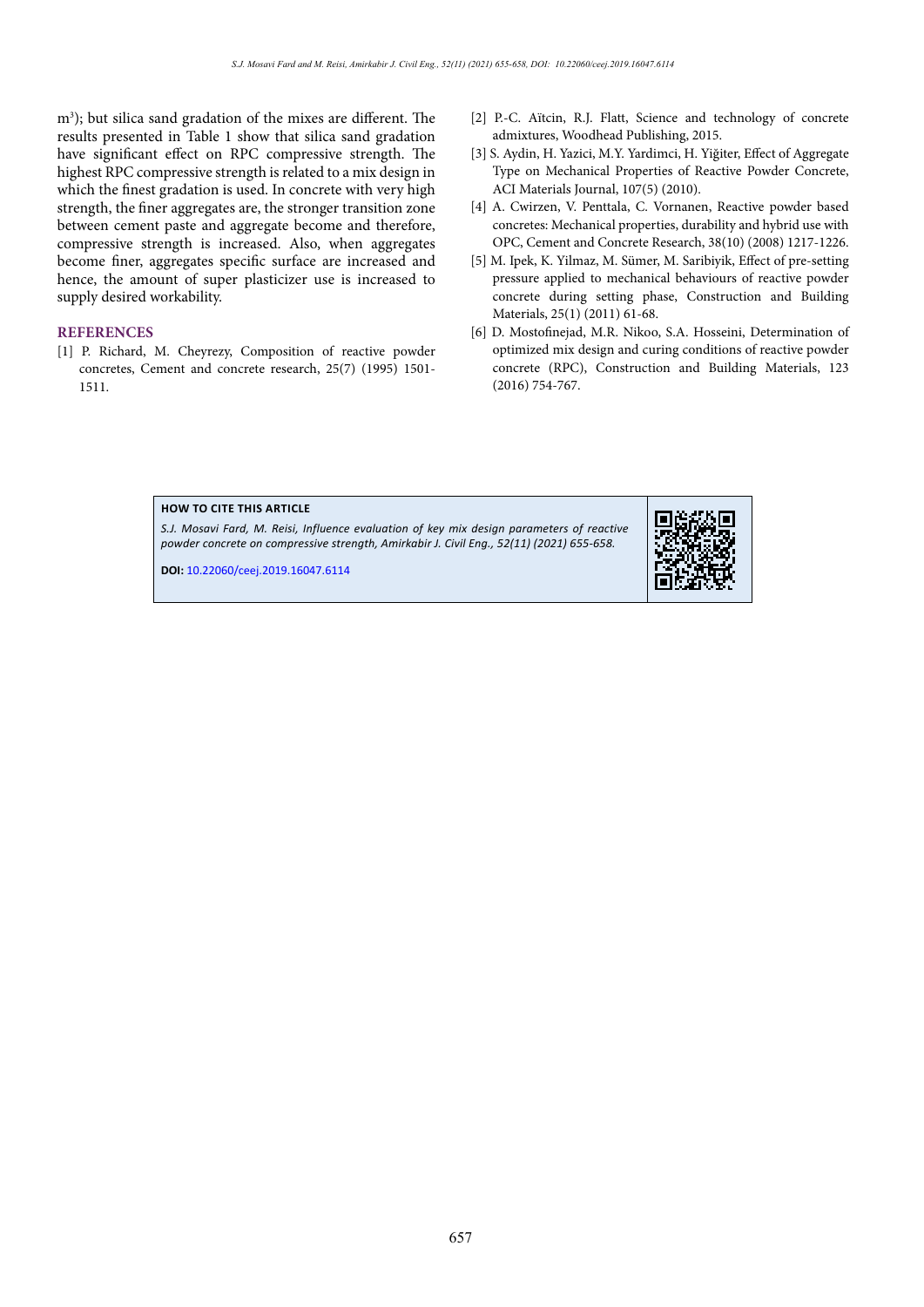m$^3$); but silica sand gradation of the mixes are different. The results presented in Table 1 show that silica sand gradation have significant effect on RPC compressive strength. The highest RPC compressive strength is related to a mix design in which the finest gradation is used. In concrete with very high strength, the finer aggregates are, the stronger transition zone between cement paste and aggregate become and therefore, compressive strength is increased. Also, when aggregates become finer, aggregates specific surface are increased and hence, the amount of super plasticizer use is increased to supply desired workability.

## REFERENCES

[1] P. Richard, M. Cheyrezy, Composition of reactive powder concretes, Cement and concrete research, 25(7) (1995) 1501-1511.

[2] P.-C. Aïtcin, R.J. Flatt, Science and technology of concrete admixtures, Woodhead Publishing, 2015.

[3] S. Aydin, H. Yazici, M.Y. Yardimci, H. Yiğiter, Effect of Aggregate Type on Mechanical Properties of Reactive Powder Concrete, ACI Materials Journal, 107(5) (2010).

[4] A. Cwirzen, V. Penttala, C. Vornanen, Reactive powder based concretes: Mechanical properties, durability and hybrid use with OPC, Cement and Concrete Research, 38(10) (2008) 1217-1226.

[5] M. Ipek, K. Yilmaz, M. Sümer, M. Saribiyik, Effect of pre-setting pressure applied to mechanical behaviours of reactive powder concrete during setting phase, Construction and Building Materials, 25(1) (2011) 61-68.

[6] D. Mostofinejad, M.R. Nikoo, S.A. Hosseini, Determination of optimized mix design and curing conditions of reactive powder concrete (RPC), Construction and Building Materials, 123 (2016) 754-767.

**HOW TO CITE THIS ARTICLE**

*S.J. Mosavi Fard, M. Reisi, Influence evaluation of key mix design parameters of reactive powder concrete on compressive strength, Amirkabir J. Civil Eng., 52(11) (2021) 655-658.*

**DOI:** 10.22060/ceej.2019.16047.6114